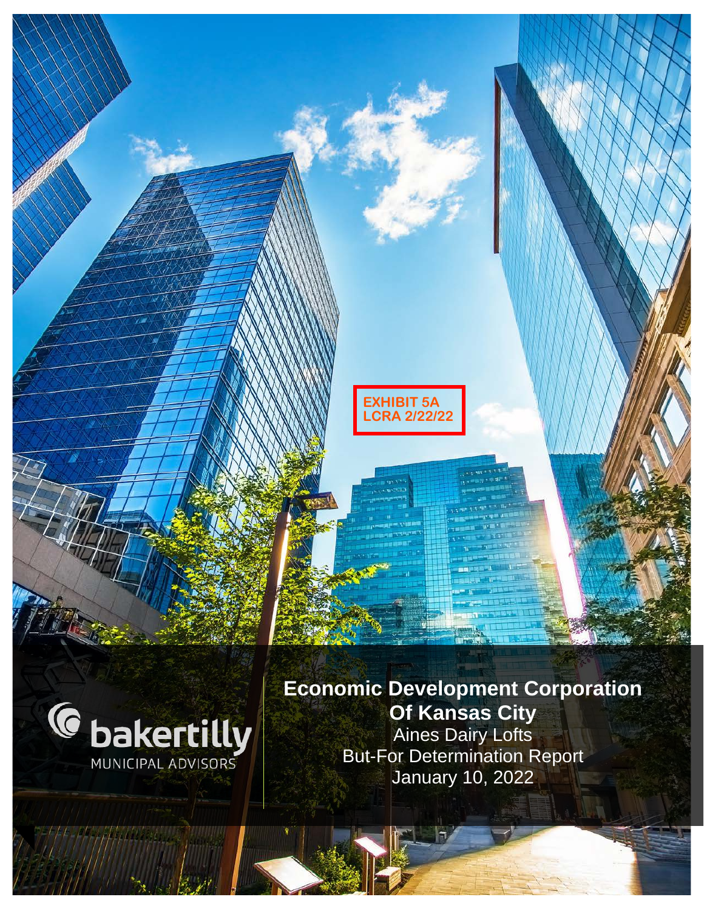EXHIBIT 5A
LCRA 2/22/22

bakertilly
MUNICIPAL ADVISORS

# Economic Development Corporation Of Kansas City

Aines Dairy Lofts

But-For Determination Report

January 10, 2022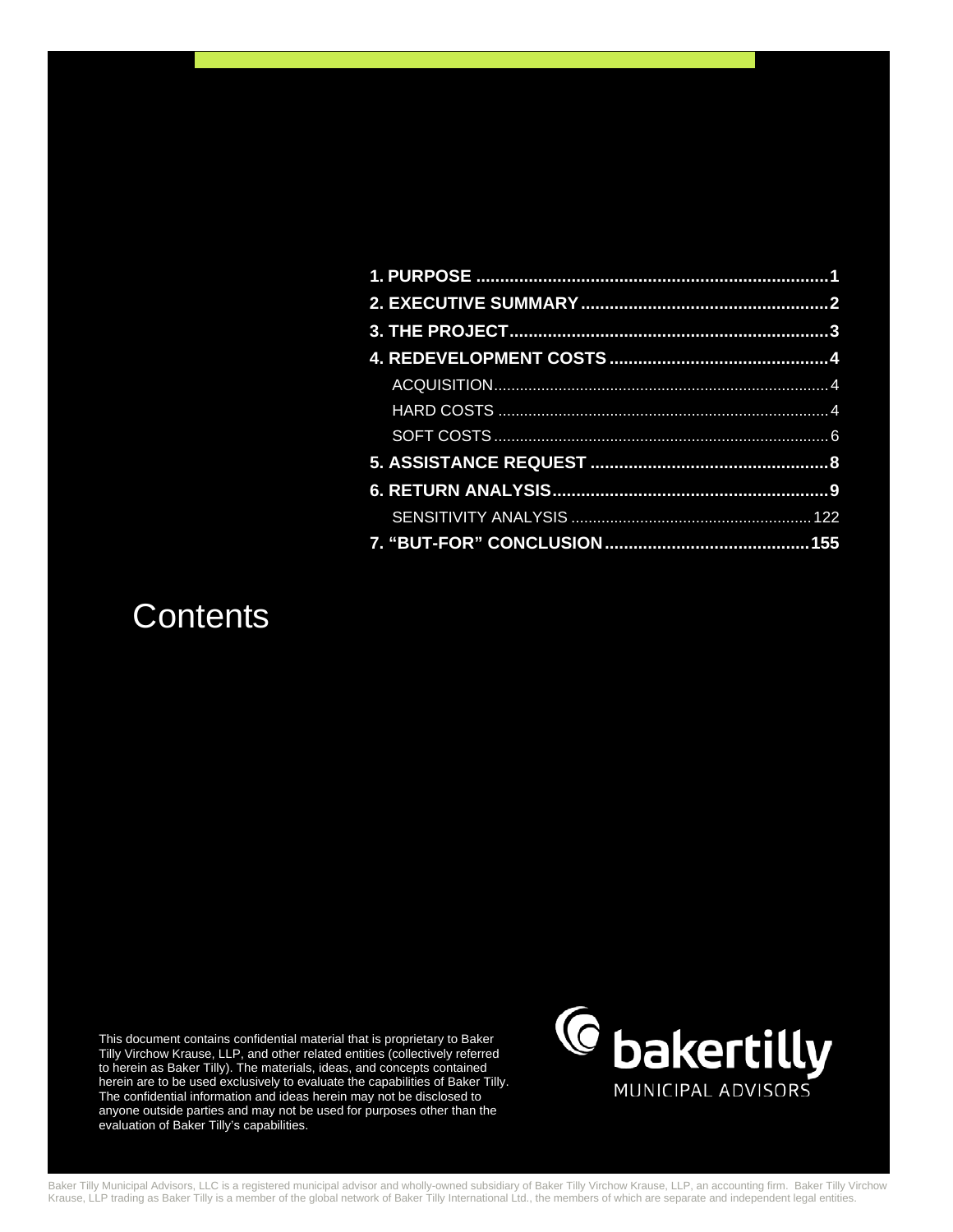# Contents

| Section | Page |
|---|---|
| **1. PURPOSE** | **1** |
| **2. EXECUTIVE SUMMARY** | **2** |
| **3. THE PROJECT** | **3** |
| **4. REDEVELOPMENT COSTS** | **4** |
| ACQUISITION | 4 |
| HARD COSTS | 4 |
| SOFT COSTS | 6 |
| **5. ASSISTANCE REQUEST** | **8** |
| **6. RETURN ANALYSIS** | **9** |
| SENSITIVITY ANALYSIS | 122 |
| **7. "BUT-FOR" CONCLUSION** | **155** |

This document contains confidential material that is proprietary to Baker Tilly Virchow Krause, LLP, and other related entities (collectively referred to herein as Baker Tilly). The materials, ideas, and concepts contained herein are to be used exclusively to evaluate the capabilities of Baker Tilly. The confidential information and ideas herein may not be disclosed to anyone outside parties and may not be used for purposes other than the evaluation of Baker Tilly's capabilities.

bakertilly MUNICIPAL ADVISORS

Baker Tilly Municipal Advisors, LLC is a registered municipal advisor and wholly-owned subsidiary of Baker Tilly Virchow Krause, LLP, an accounting firm. Baker Tilly Virchow Krause, LLP trading as Baker Tilly is a member of the global network of Baker Tilly International Ltd., the members of which are separate and independent legal entities.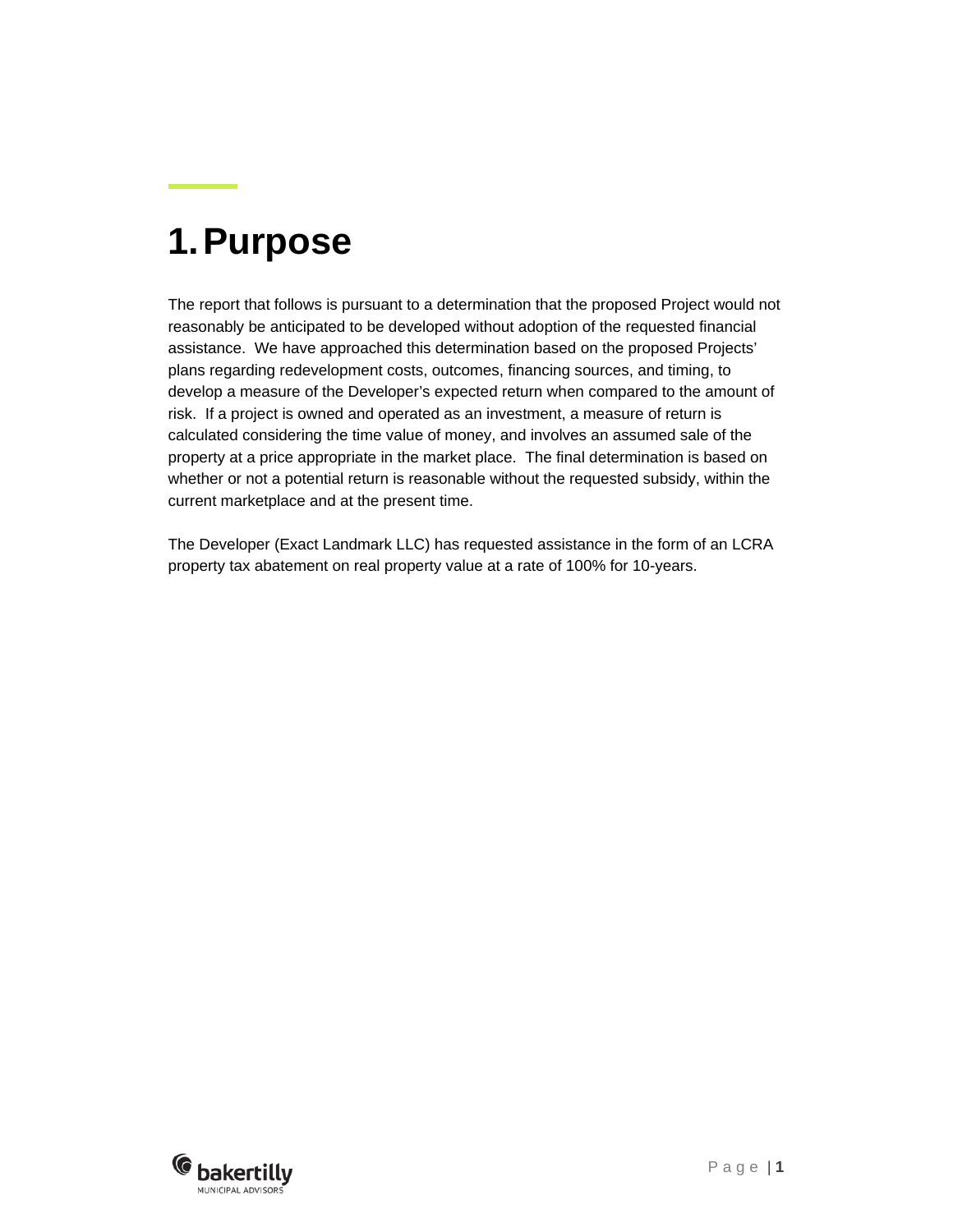# 1. Purpose

The report that follows is pursuant to a determination that the proposed Project would not reasonably be anticipated to be developed without adoption of the requested financial assistance. We have approached this determination based on the proposed Projects' plans regarding redevelopment costs, outcomes, financing sources, and timing, to develop a measure of the Developer's expected return when compared to the amount of risk. If a project is owned and operated as an investment, a measure of return is calculated considering the time value of money, and involves an assumed sale of the property at a price appropriate in the market place. The final determination is based on whether or not a potential return is reasonable without the requested subsidy, within the current marketplace and at the present time.

The Developer (Exact Landmark LLC) has requested assistance in the form of an LCRA property tax abatement on real property value at a rate of 100% for 10-years.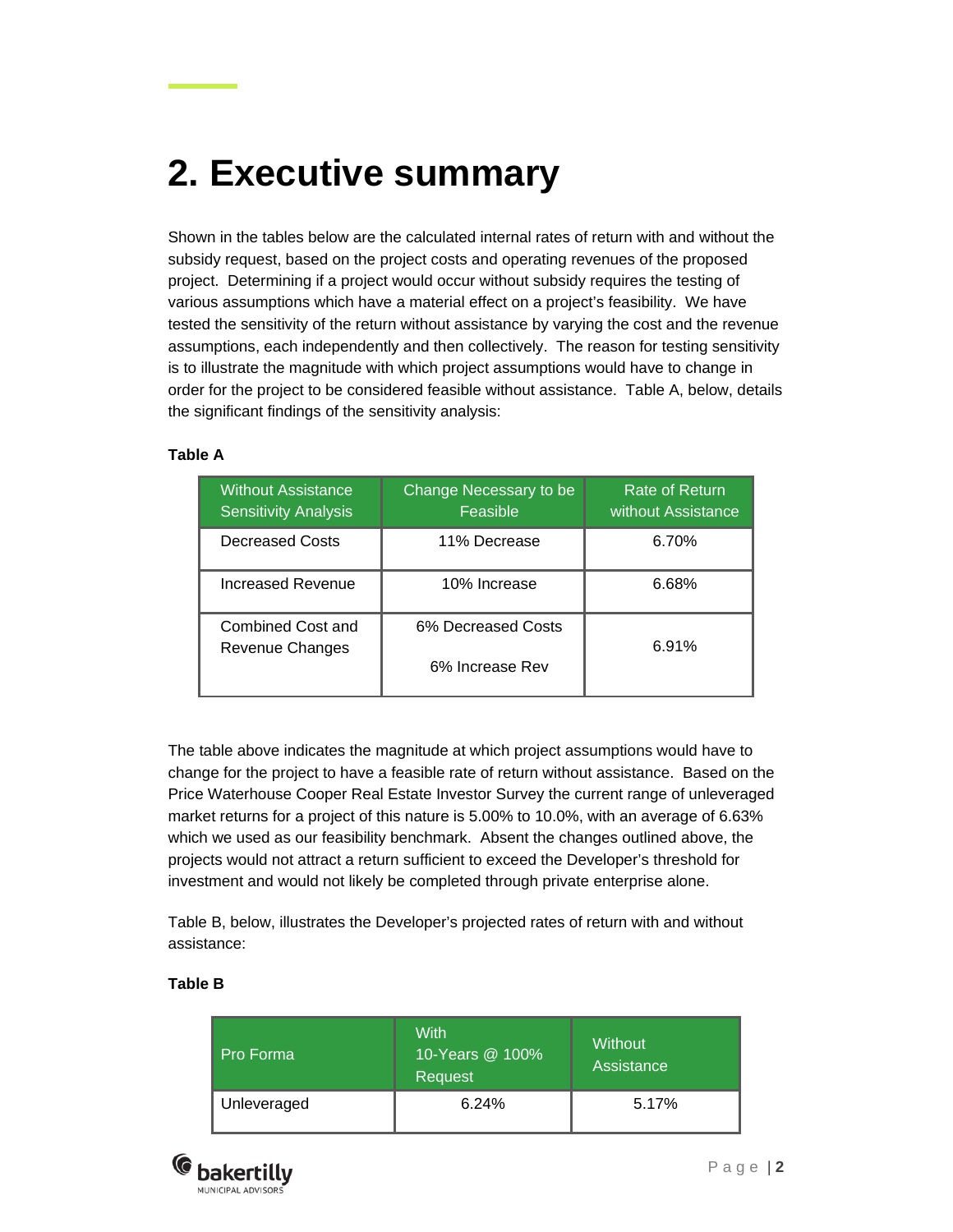# 2. Executive summary

Shown in the tables below are the calculated internal rates of return with and without the subsidy request, based on the project costs and operating revenues of the proposed project. Determining if a project would occur without subsidy requires the testing of various assumptions which have a material effect on a project's feasibility. We have tested the sensitivity of the return without assistance by varying the cost and the revenue assumptions, each independently and then collectively. The reason for testing sensitivity is to illustrate the magnitude with which project assumptions would have to change in order for the project to be considered feasible without assistance. Table A, below, details the significant findings of the sensitivity analysis:

**Table A**

| Without Assistance Sensitivity Analysis | Change Necessary to be Feasible | Rate of Return without Assistance |
|---|---|---|
| Decreased Costs | 11% Decrease | 6.70% |
| Increased Revenue | 10% Increase | 6.68% |
| Combined Cost and Revenue Changes | 6% Decreased Costs<br>6% Increase Rev | 6.91% |

The table above indicates the magnitude at which project assumptions would have to change for the project to have a feasible rate of return without assistance. Based on the Price Waterhouse Cooper Real Estate Investor Survey the current range of unleveraged market returns for a project of this nature is 5.00% to 10.0%, with an average of 6.63% which we used as our feasibility benchmark. Absent the changes outlined above, the projects would not attract a return sufficient to exceed the Developer's threshold for investment and would not likely be completed through private enterprise alone.

Table B, below, illustrates the Developer's projected rates of return with and without assistance:

**Table B**

| Pro Forma | With 10-Years @ 100% Request | Without Assistance |
|---|---|---|
| Unleveraged | 6.24% | 5.17% |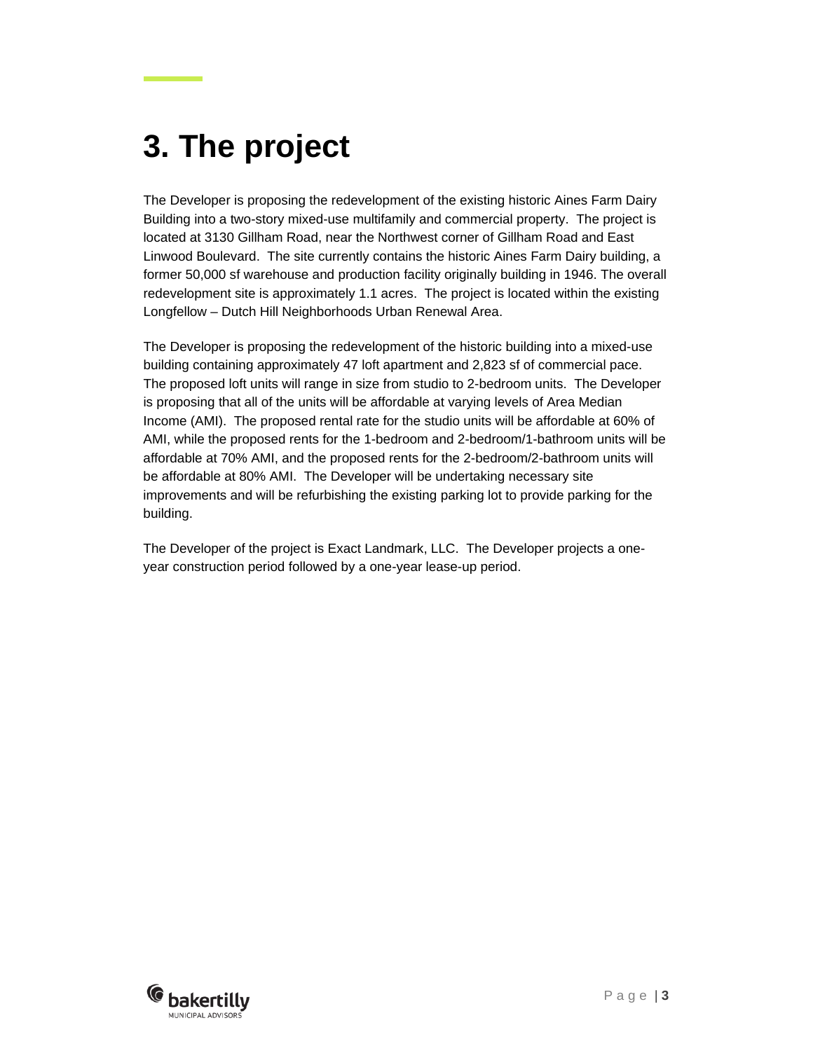# 3. The project

The Developer is proposing the redevelopment of the existing historic Aines Farm Dairy Building into a two-story mixed-use multifamily and commercial property. The project is located at 3130 Gillham Road, near the Northwest corner of Gillham Road and East Linwood Boulevard. The site currently contains the historic Aines Farm Dairy building, a former 50,000 sf warehouse and production facility originally building in 1946. The overall redevelopment site is approximately 1.1 acres. The project is located within the existing Longfellow – Dutch Hill Neighborhoods Urban Renewal Area.

The Developer is proposing the redevelopment of the historic building into a mixed-use building containing approximately 47 loft apartment and 2,823 sf of commercial pace. The proposed loft units will range in size from studio to 2-bedroom units. The Developer is proposing that all of the units will be affordable at varying levels of Area Median Income (AMI). The proposed rental rate for the studio units will be affordable at 60% of AMI, while the proposed rents for the 1-bedroom and 2-bedroom/1-bathroom units will be affordable at 70% AMI, and the proposed rents for the 2-bedroom/2-bathroom units will be affordable at 80% AMI. The Developer will be undertaking necessary site improvements and will be refurbishing the existing parking lot to provide parking for the building.

The Developer of the project is Exact Landmark, LLC. The Developer projects a one-year construction period followed by a one-year lease-up period.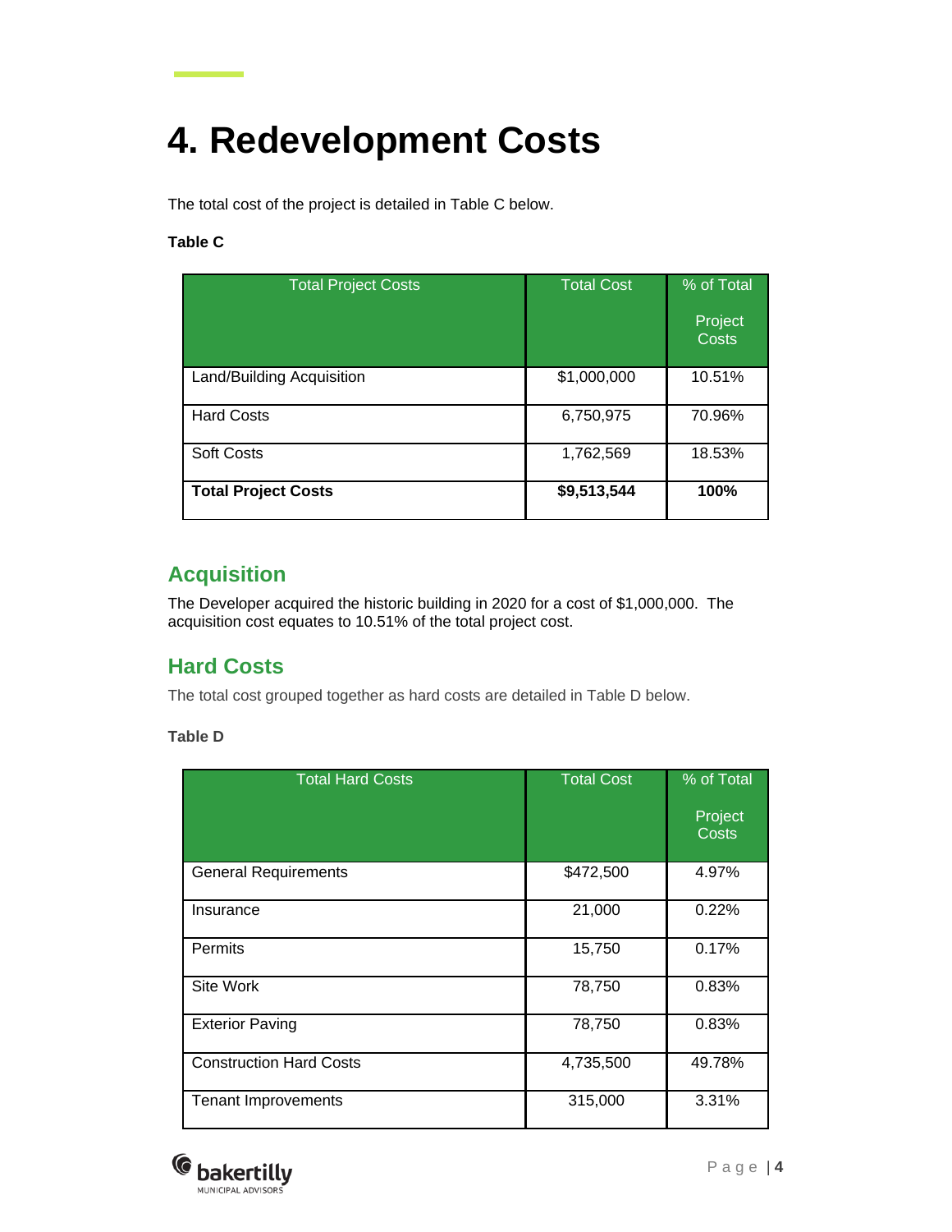# 4. Redevelopment Costs

The total cost of the project is detailed in Table C below.

**Table C**

| Total Project Costs | Total Cost | % of Total Project Costs |
|---|---|---|
| Land/Building Acquisition | $1,000,000 | 10.51% |
| Hard Costs | 6,750,975 | 70.96% |
| Soft Costs | 1,762,569 | 18.53% |
| **Total Project Costs** | **$9,513,544** | **100%** |

## Acquisition

The Developer acquired the historic building in 2020 for a cost of $1,000,000. The acquisition cost equates to 10.51% of the total project cost.

## Hard Costs

The total cost grouped together as hard costs are detailed in Table D below.

**Table D**

| Total Hard Costs | Total Cost | % of Total Project Costs |
|---|---|---|
| General Requirements | $472,500 | 4.97% |
| Insurance | 21,000 | 0.22% |
| Permits | 15,750 | 0.17% |
| Site Work | 78,750 | 0.83% |
| Exterior Paving | 78,750 | 0.83% |
| Construction Hard Costs | 4,735,500 | 49.78% |
| Tenant Improvements | 315,000 | 3.31% |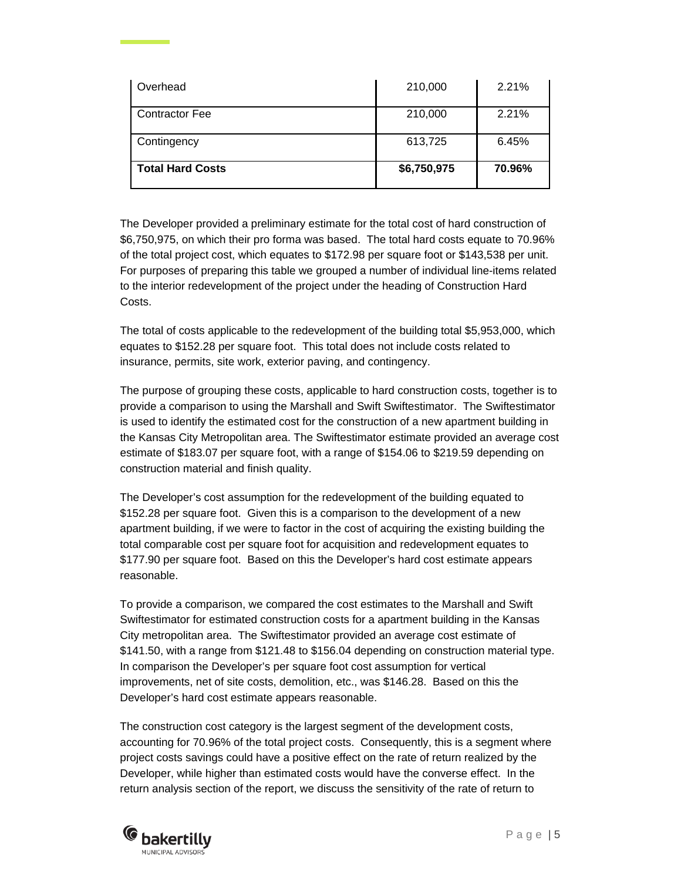| Overhead | 210,000 | 2.21% |
|---|---|---|
| Contractor Fee | 210,000 | 2.21% |
| Contingency | 613,725 | 6.45% |
| **Total Hard Costs** | **$6,750,975** | **70.96%** |

The Developer provided a preliminary estimate for the total cost of hard construction of $6,750,975, on which their pro forma was based. The total hard costs equate to 70.96% of the total project cost, which equates to $172.98 per square foot or $143,538 per unit. For purposes of preparing this table we grouped a number of individual line-items related to the interior redevelopment of the project under the heading of Construction Hard Costs.

The total of costs applicable to the redevelopment of the building total $5,953,000, which equates to $152.28 per square foot. This total does not include costs related to insurance, permits, site work, exterior paving, and contingency.

The purpose of grouping these costs, applicable to hard construction costs, together is to provide a comparison to using the Marshall and Swift Swiftestimator. The Swiftestimator is used to identify the estimated cost for the construction of a new apartment building in the Kansas City Metropolitan area. The Swiftestimator estimate provided an average cost estimate of $183.07 per square foot, with a range of $154.06 to $219.59 depending on construction material and finish quality.

The Developer's cost assumption for the redevelopment of the building equated to $152.28 per square foot. Given this is a comparison to the development of a new apartment building, if we were to factor in the cost of acquiring the existing building the total comparable cost per square foot for acquisition and redevelopment equates to $177.90 per square foot. Based on this the Developer's hard cost estimate appears reasonable.

To provide a comparison, we compared the cost estimates to the Marshall and Swift Swiftestimator for estimated construction costs for a apartment building in the Kansas City metropolitan area. The Swiftestimator provided an average cost estimate of $141.50, with a range from $121.48 to $156.04 depending on construction material type. In comparison the Developer's per square foot cost assumption for vertical improvements, net of site costs, demolition, etc., was $146.28. Based on this the Developer's hard cost estimate appears reasonable.

The construction cost category is the largest segment of the development costs, accounting for 70.96% of the total project costs. Consequently, this is a segment where project costs savings could have a positive effect on the rate of return realized by the Developer, while higher than estimated costs would have the converse effect. In the return analysis section of the report, we discuss the sensitivity of the rate of return to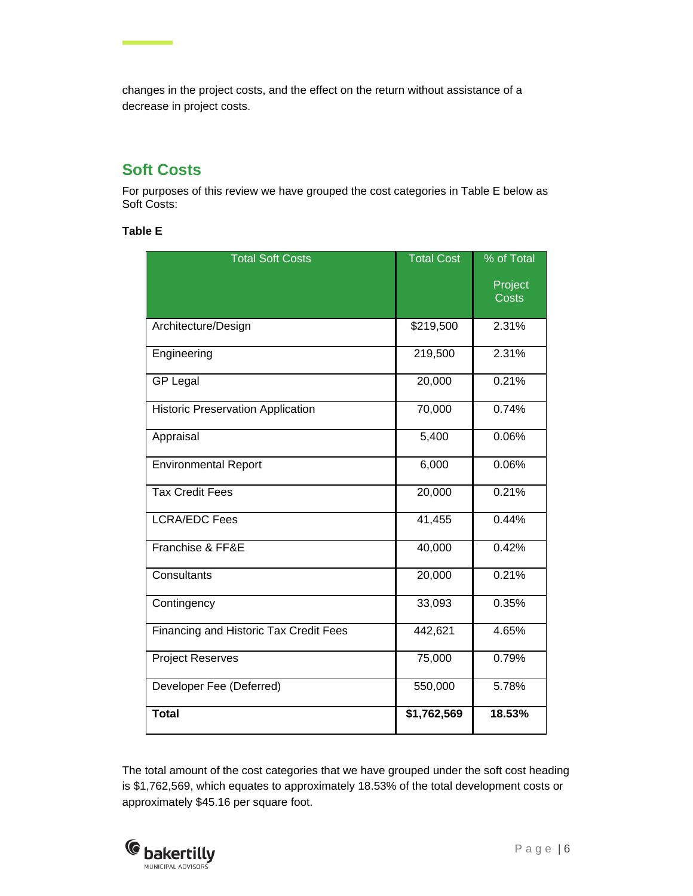changes in the project costs, and the effect on the return without assistance of a decrease in project costs.

## Soft Costs

For purposes of this review we have grouped the cost categories in Table E below as Soft Costs:

**Table E**

| Total Soft Costs | Total Cost | % of Total Project Costs |
|---|---|---|
| Architecture/Design | $219,500 | 2.31% |
| Engineering | 219,500 | 2.31% |
| GP Legal | 20,000 | 0.21% |
| Historic Preservation Application | 70,000 | 0.74% |
| Appraisal | 5,400 | 0.06% |
| Environmental Report | 6,000 | 0.06% |
| Tax Credit Fees | 20,000 | 0.21% |
| LCRA/EDC Fees | 41,455 | 0.44% |
| Franchise & FF&E | 40,000 | 0.42% |
| Consultants | 20,000 | 0.21% |
| Contingency | 33,093 | 0.35% |
| Financing and Historic Tax Credit Fees | 442,621 | 4.65% |
| Project Reserves | 75,000 | 0.79% |
| Developer Fee (Deferred) | 550,000 | 5.78% |
| **Total** | **$1,762,569** | **18.53%** |

The total amount of the cost categories that we have grouped under the soft cost heading is $1,762,569, which equates to approximately 18.53% of the total development costs or approximately $45.16 per square foot.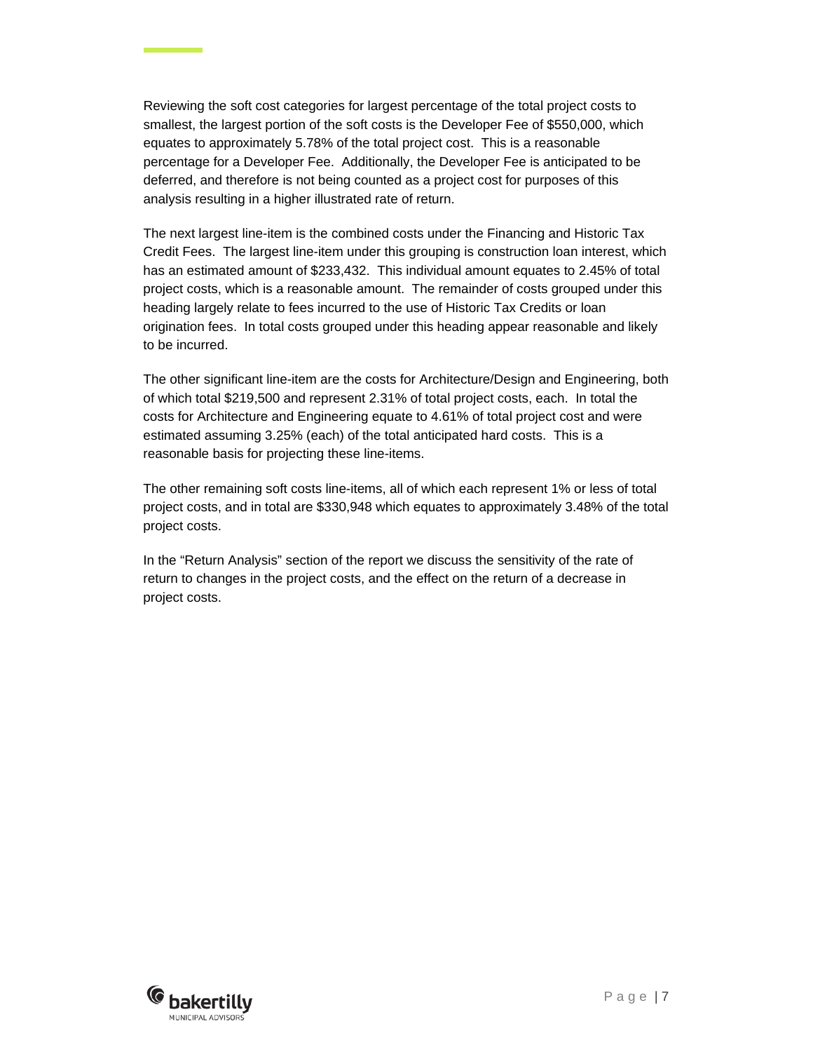Reviewing the soft cost categories for largest percentage of the total project costs to smallest, the largest portion of the soft costs is the Developer Fee of $550,000, which equates to approximately 5.78% of the total project cost. This is a reasonable percentage for a Developer Fee. Additionally, the Developer Fee is anticipated to be deferred, and therefore is not being counted as a project cost for purposes of this analysis resulting in a higher illustrated rate of return.

The next largest line-item is the combined costs under the Financing and Historic Tax Credit Fees. The largest line-item under this grouping is construction loan interest, which has an estimated amount of $233,432. This individual amount equates to 2.45% of total project costs, which is a reasonable amount. The remainder of costs grouped under this heading largely relate to fees incurred to the use of Historic Tax Credits or loan origination fees. In total costs grouped under this heading appear reasonable and likely to be incurred.

The other significant line-item are the costs for Architecture/Design and Engineering, both of which total $219,500 and represent 2.31% of total project costs, each. In total the costs for Architecture and Engineering equate to 4.61% of total project cost and were estimated assuming 3.25% (each) of the total anticipated hard costs. This is a reasonable basis for projecting these line-items.

The other remaining soft costs line-items, all of which each represent 1% or less of total project costs, and in total are $330,948 which equates to approximately 3.48% of the total project costs.

In the "Return Analysis" section of the report we discuss the sensitivity of the rate of return to changes in the project costs, and the effect on the return of a decrease in project costs.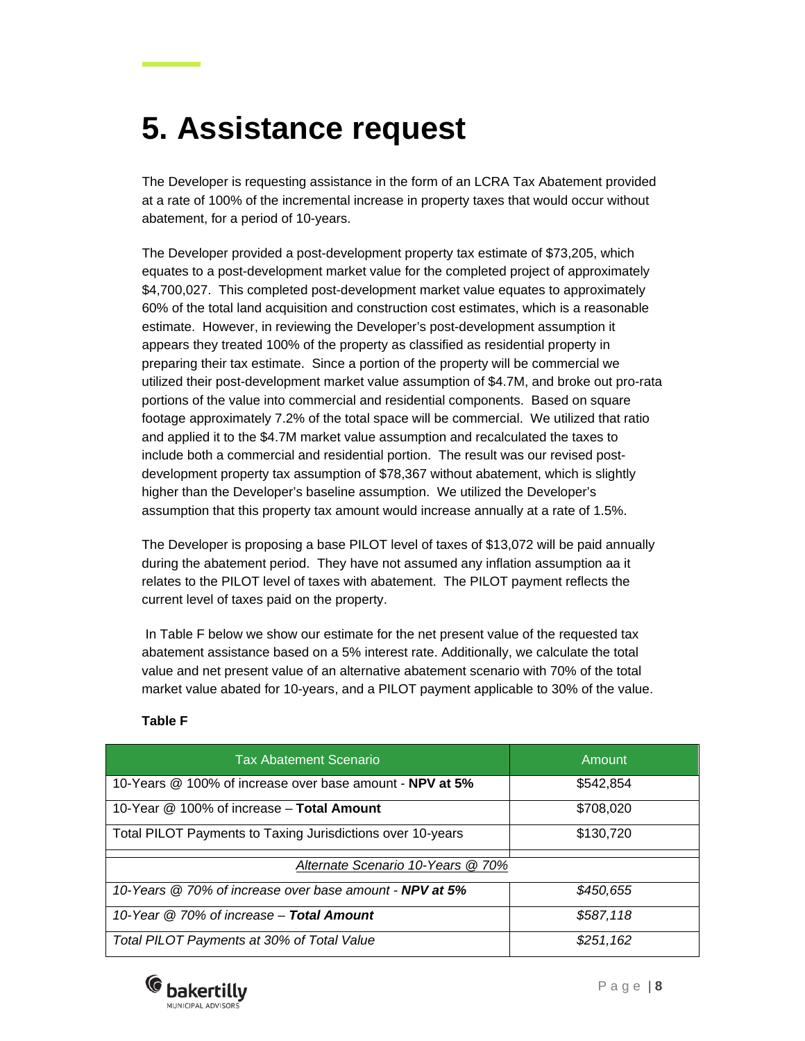# 5. Assistance request

The Developer is requesting assistance in the form of an LCRA Tax Abatement provided at a rate of 100% of the incremental increase in property taxes that would occur without abatement, for a period of 10-years.

The Developer provided a post-development property tax estimate of $73,205, which equates to a post-development market value for the completed project of approximately $4,700,027. This completed post-development market value equates to approximately 60% of the total land acquisition and construction cost estimates, which is a reasonable estimate. However, in reviewing the Developer's post-development assumption it appears they treated 100% of the property as classified as residential property in preparing their tax estimate. Since a portion of the property will be commercial we utilized their post-development market value assumption of $4.7M, and broke out pro-rata portions of the value into commercial and residential components. Based on square footage approximately 7.2% of the total space will be commercial. We utilized that ratio and applied it to the $4.7M market value assumption and recalculated the taxes to include both a commercial and residential portion. The result was our revised post-development property tax assumption of $78,367 without abatement, which is slightly higher than the Developer's baseline assumption. We utilized the Developer's assumption that this property tax amount would increase annually at a rate of 1.5%.

The Developer is proposing a base PILOT level of taxes of $13,072 will be paid annually during the abatement period. They have not assumed any inflation assumption aa it relates to the PILOT level of taxes with abatement. The PILOT payment reflects the current level of taxes paid on the property.

In Table F below we show our estimate for the net present value of the requested tax abatement assistance based on a 5% interest rate. Additionally, we calculate the total value and net present value of an alternative abatement scenario with 70% of the total market value abated for 10-years, and a PILOT payment applicable to 30% of the value.

**Table F**

| Tax Abatement Scenario | Amount |
|---|---|
| 10-Years @ 100% of increase over base amount - **NPV at 5%** | $542,854 |
| 10-Year @ 100% of increase – **Total Amount** | $708,020 |
| Total PILOT Payments to Taxing Jurisdictions over 10-years | $130,720 |
| | |
| *Alternate Scenario 10-Years @ 70%* | |
| *10-Years @ 70% of increase over base amount -* ***NPV at 5%*** | *$450,655* |
| *10-Year @ 70% of increase –* ***Total Amount*** | *$587,118* |
| *Total PILOT Payments at 30% of Total Value* | *$251,162* |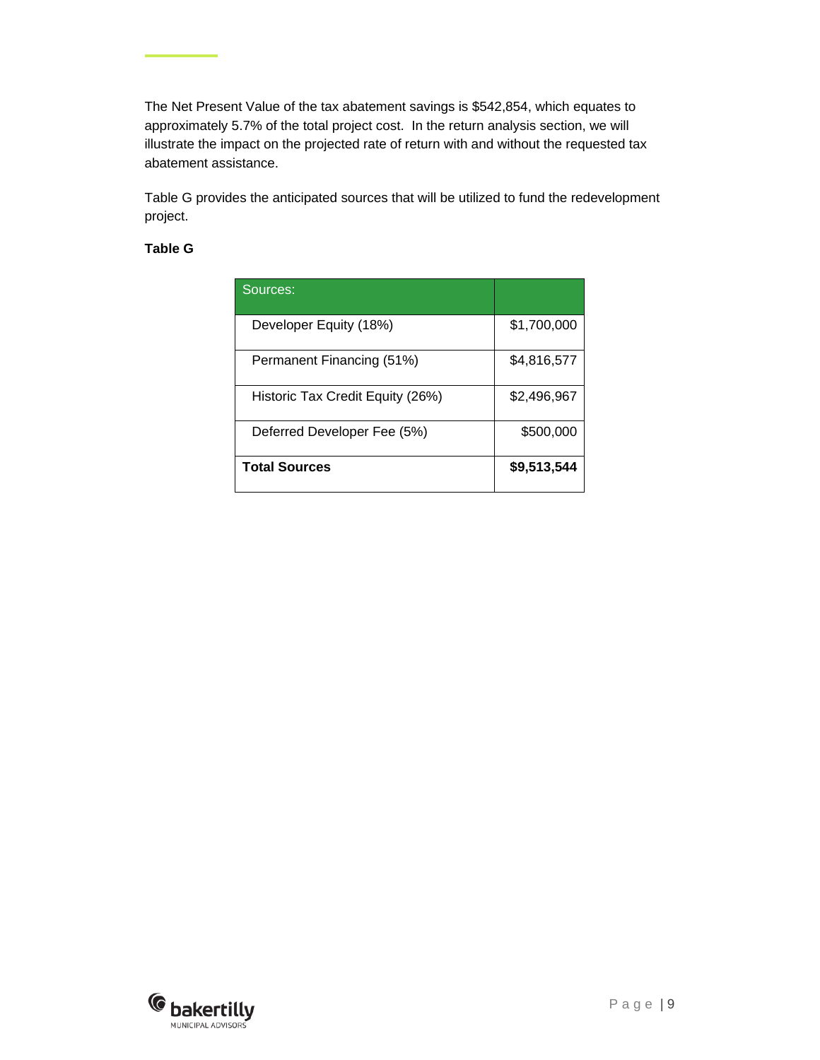The Net Present Value of the tax abatement savings is $542,854, which equates to approximately 5.7% of the total project cost. In the return analysis section, we will illustrate the impact on the projected rate of return with and without the requested tax abatement assistance.

Table G provides the anticipated sources that will be utilized to fund the redevelopment project.

**Table G**

| Sources: | |
|---|---|
| Developer Equity (18%) | $1,700,000 |
| Permanent Financing (51%) | $4,816,577 |
| Historic Tax Credit Equity (26%) | $2,496,967 |
| Deferred Developer Fee (5%) | $500,000 |
| **Total Sources** | **$9,513,544** |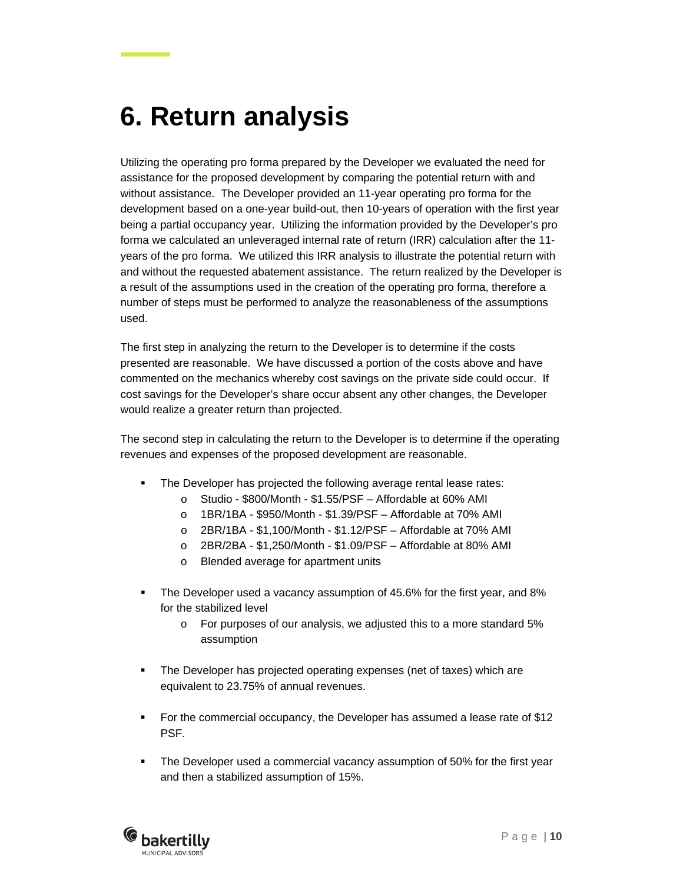# 6. Return analysis

Utilizing the operating pro forma prepared by the Developer we evaluated the need for assistance for the proposed development by comparing the potential return with and without assistance. The Developer provided an 11-year operating pro forma for the development based on a one-year build-out, then 10-years of operation with the first year being a partial occupancy year. Utilizing the information provided by the Developer's pro forma we calculated an unleveraged internal rate of return (IRR) calculation after the 11-years of the pro forma. We utilized this IRR analysis to illustrate the potential return with and without the requested abatement assistance. The return realized by the Developer is a result of the assumptions used in the creation of the operating pro forma, therefore a number of steps must be performed to analyze the reasonableness of the assumptions used.

The first step in analyzing the return to the Developer is to determine if the costs presented are reasonable. We have discussed a portion of the costs above and have commented on the mechanics whereby cost savings on the private side could occur. If cost savings for the Developer's share occur absent any other changes, the Developer would realize a greater return than projected.

The second step in calculating the return to the Developer is to determine if the operating revenues and expenses of the proposed development are reasonable.

- The Developer has projected the following average rental lease rates:
  - Studio - $800/Month - $1.55/PSF – Affordable at 60% AMI
  - 1BR/1BA - $950/Month - $1.39/PSF – Affordable at 70% AMI
  - 2BR/1BA - $1,100/Month - $1.12/PSF – Affordable at 70% AMI
  - 2BR/2BA - $1,250/Month - $1.09/PSF – Affordable at 80% AMI
  - Blended average for apartment units
- The Developer used a vacancy assumption of 45.6% for the first year, and 8% for the stabilized level
  - For purposes of our analysis, we adjusted this to a more standard 5% assumption
- The Developer has projected operating expenses (net of taxes) which are equivalent to 23.75% of annual revenues.
- For the commercial occupancy, the Developer has assumed a lease rate of $12 PSF.
- The Developer used a commercial vacancy assumption of 50% for the first year and then a stabilized assumption of 15%.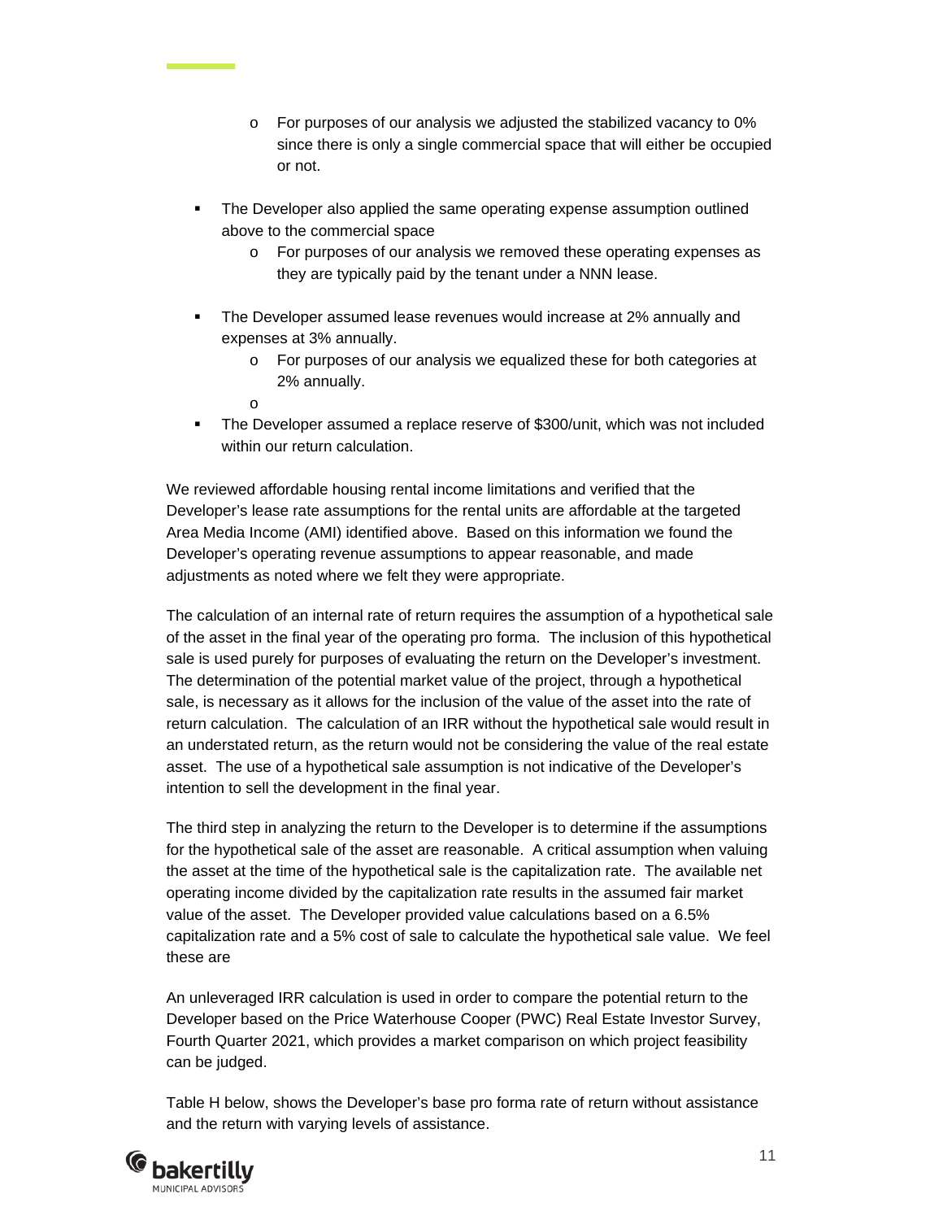- For purposes of our analysis we adjusted the stabilized vacancy to 0% since there is only a single commercial space that will either be occupied or not.

- The Developer also applied the same operating expense assumption outlined above to the commercial space
    - For purposes of our analysis we removed these operating expenses as they are typically paid by the tenant under a NNN lease.

- The Developer assumed lease revenues would increase at 2% annually and expenses at 3% annually.
    - For purposes of our analysis we equalized these for both categories at 2% annually.
    - 

- The Developer assumed a replace reserve of $300/unit, which was not included within our return calculation.

We reviewed affordable housing rental income limitations and verified that the Developer's lease rate assumptions for the rental units are affordable at the targeted Area Media Income (AMI) identified above. Based on this information we found the Developer's operating revenue assumptions to appear reasonable, and made adjustments as noted where we felt they were appropriate.

The calculation of an internal rate of return requires the assumption of a hypothetical sale of the asset in the final year of the operating pro forma. The inclusion of this hypothetical sale is used purely for purposes of evaluating the return on the Developer's investment. The determination of the potential market value of the project, through a hypothetical sale, is necessary as it allows for the inclusion of the value of the asset into the rate of return calculation. The calculation of an IRR without the hypothetical sale would result in an understated return, as the return would not be considering the value of the real estate asset. The use of a hypothetical sale assumption is not indicative of the Developer's intention to sell the development in the final year.

The third step in analyzing the return to the Developer is to determine if the assumptions for the hypothetical sale of the asset are reasonable. A critical assumption when valuing the asset at the time of the hypothetical sale is the capitalization rate. The available net operating income divided by the capitalization rate results in the assumed fair market value of the asset. The Developer provided value calculations based on a 6.5% capitalization rate and a 5% cost of sale to calculate the hypothetical sale value. We feel these are

An unleveraged IRR calculation is used in order to compare the potential return to the Developer based on the Price Waterhouse Cooper (PWC) Real Estate Investor Survey, Fourth Quarter 2021, which provides a market comparison on which project feasibility can be judged.

Table H below, shows the Developer's base pro forma rate of return without assistance and the return with varying levels of assistance.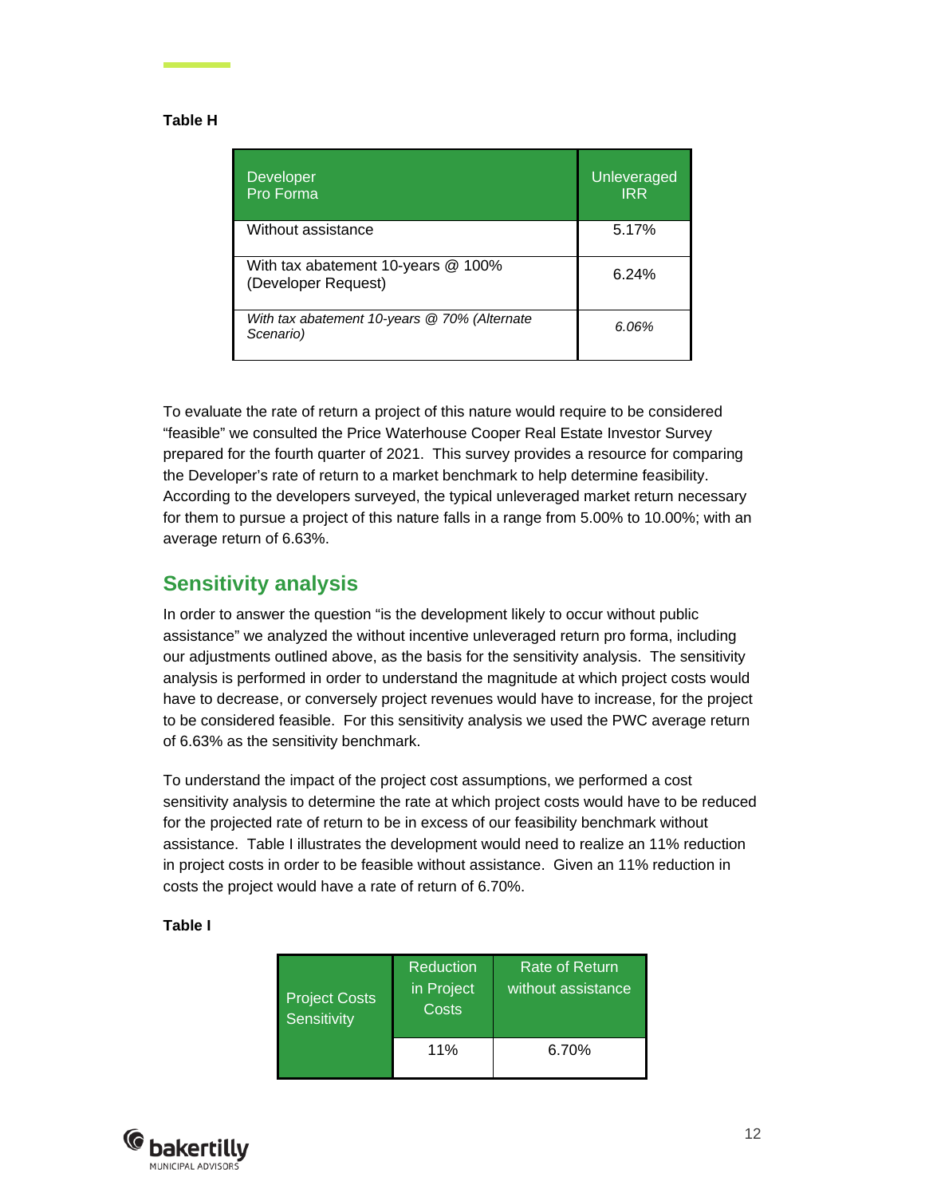**Table H**

| Developer Pro Forma | Unleveraged IRR |
|---|---|
| Without assistance | 5.17% |
| With tax abatement 10-years @ 100% (Developer Request) | 6.24% |
| *With tax abatement 10-years @ 70% (Alternate Scenario)* | *6.06%* |

To evaluate the rate of return a project of this nature would require to be considered "feasible" we consulted the Price Waterhouse Cooper Real Estate Investor Survey prepared for the fourth quarter of 2021. This survey provides a resource for comparing the Developer's rate of return to a market benchmark to help determine feasibility. According to the developers surveyed, the typical unleveraged market return necessary for them to pursue a project of this nature falls in a range from 5.00% to 10.00%; with an average return of 6.63%.

## Sensitivity analysis

In order to answer the question "is the development likely to occur without public assistance" we analyzed the without incentive unleveraged return pro forma, including our adjustments outlined above, as the basis for the sensitivity analysis. The sensitivity analysis is performed in order to understand the magnitude at which project costs would have to decrease, or conversely project revenues would have to increase, for the project to be considered feasible. For this sensitivity analysis we used the PWC average return of 6.63% as the sensitivity benchmark.

To understand the impact of the project cost assumptions, we performed a cost sensitivity analysis to determine the rate at which project costs would have to be reduced for the projected rate of return to be in excess of our feasibility benchmark without assistance. Table I illustrates the development would need to realize an 11% reduction in project costs in order to be feasible without assistance. Given an 11% reduction in costs the project would have a rate of return of 6.70%.

**Table I**

| Project Costs Sensitivity | Reduction in Project Costs | Rate of Return without assistance |
|---|---|---|
| | 11% | 6.70% |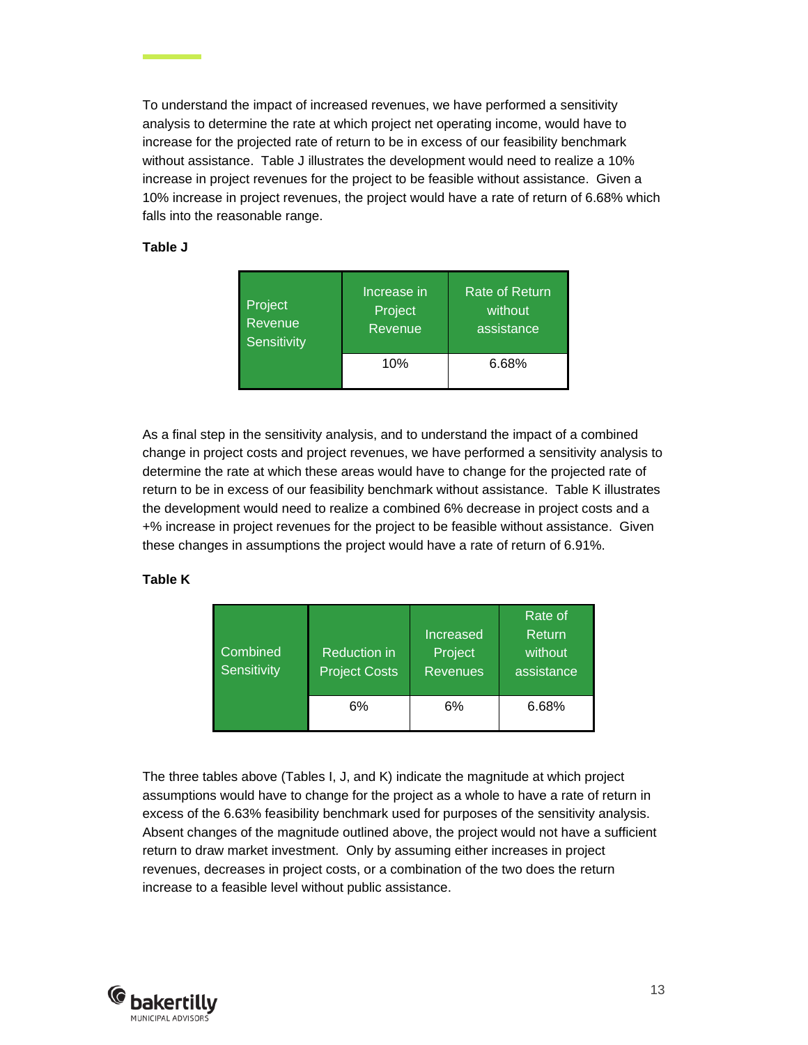To understand the impact of increased revenues, we have performed a sensitivity analysis to determine the rate at which project net operating income, would have to increase for the projected rate of return to be in excess of our feasibility benchmark without assistance. Table J illustrates the development would need to realize a 10% increase in project revenues for the project to be feasible without assistance. Given a 10% increase in project revenues, the project would have a rate of return of 6.68% which falls into the reasonable range.

**Table J**

| Project Revenue Sensitivity | Increase in Project Revenue | Rate of Return without assistance |
|---|---|---|
| | 10% | 6.68% |

As a final step in the sensitivity analysis, and to understand the impact of a combined change in project costs and project revenues, we have performed a sensitivity analysis to determine the rate at which these areas would have to change for the projected rate of return to be in excess of our feasibility benchmark without assistance. Table K illustrates the development would need to realize a combined 6% decrease in project costs and a +% increase in project revenues for the project to be feasible without assistance. Given these changes in assumptions the project would have a rate of return of 6.91%.

**Table K**

| Combined Sensitivity | Reduction in Project Costs | Increased Project Revenues | Rate of Return without assistance |
|---|---|---|---|
| | 6% | 6% | 6.68% |

The three tables above (Tables I, J, and K) indicate the magnitude at which project assumptions would have to change for the project as a whole to have a rate of return in excess of the 6.63% feasibility benchmark used for purposes of the sensitivity analysis. Absent changes of the magnitude outlined above, the project would not have a sufficient return to draw market investment. Only by assuming either increases in project revenues, decreases in project costs, or a combination of the two does the return increase to a feasible level without public assistance.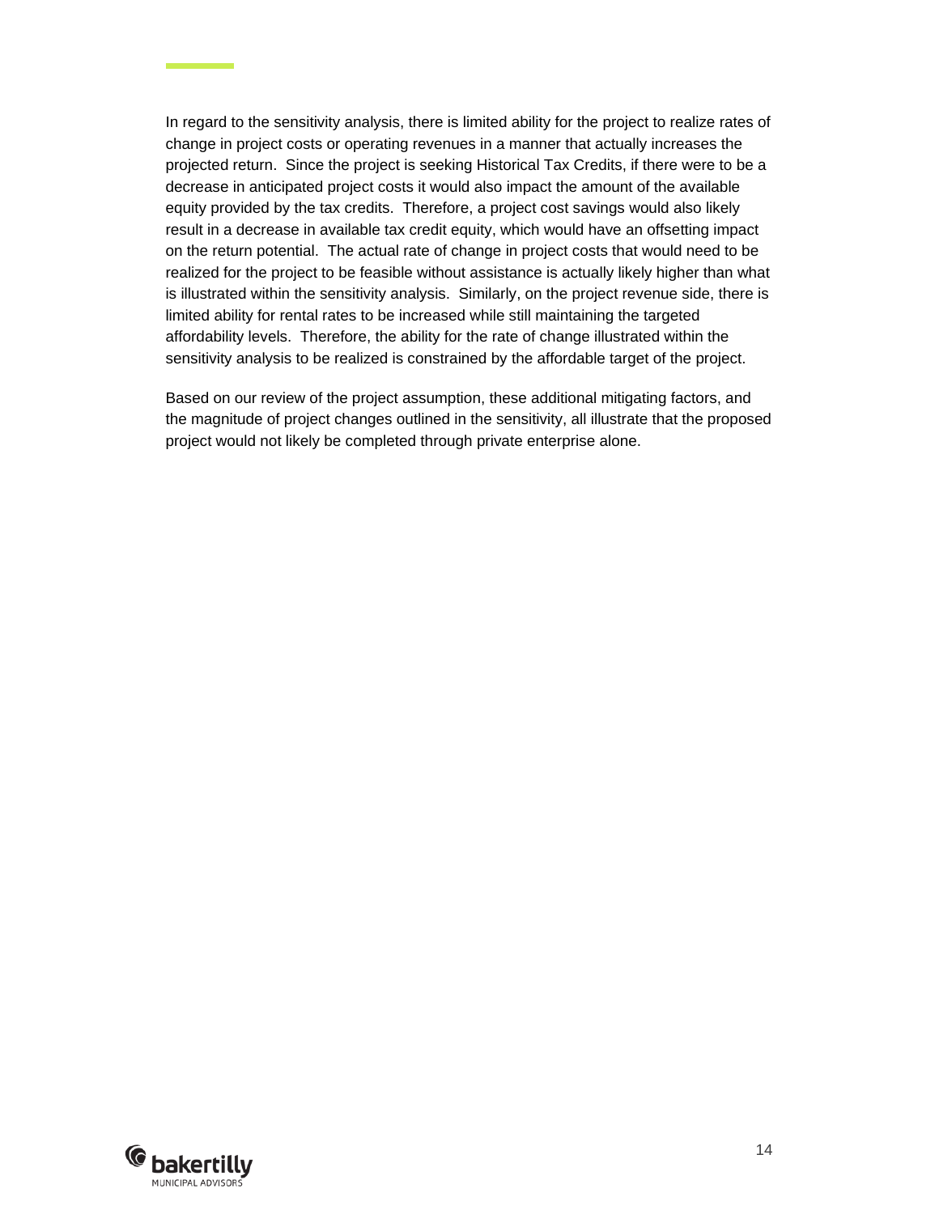In regard to the sensitivity analysis, there is limited ability for the project to realize rates of change in project costs or operating revenues in a manner that actually increases the projected return. Since the project is seeking Historical Tax Credits, if there were to be a decrease in anticipated project costs it would also impact the amount of the available equity provided by the tax credits. Therefore, a project cost savings would also likely result in a decrease in available tax credit equity, which would have an offsetting impact on the return potential. The actual rate of change in project costs that would need to be realized for the project to be feasible without assistance is actually likely higher than what is illustrated within the sensitivity analysis. Similarly, on the project revenue side, there is limited ability for rental rates to be increased while still maintaining the targeted affordability levels. Therefore, the ability for the rate of change illustrated within the sensitivity analysis to be realized is constrained by the affordable target of the project.

Based on our review of the project assumption, these additional mitigating factors, and the magnitude of project changes outlined in the sensitivity, all illustrate that the proposed project would not likely be completed through private enterprise alone.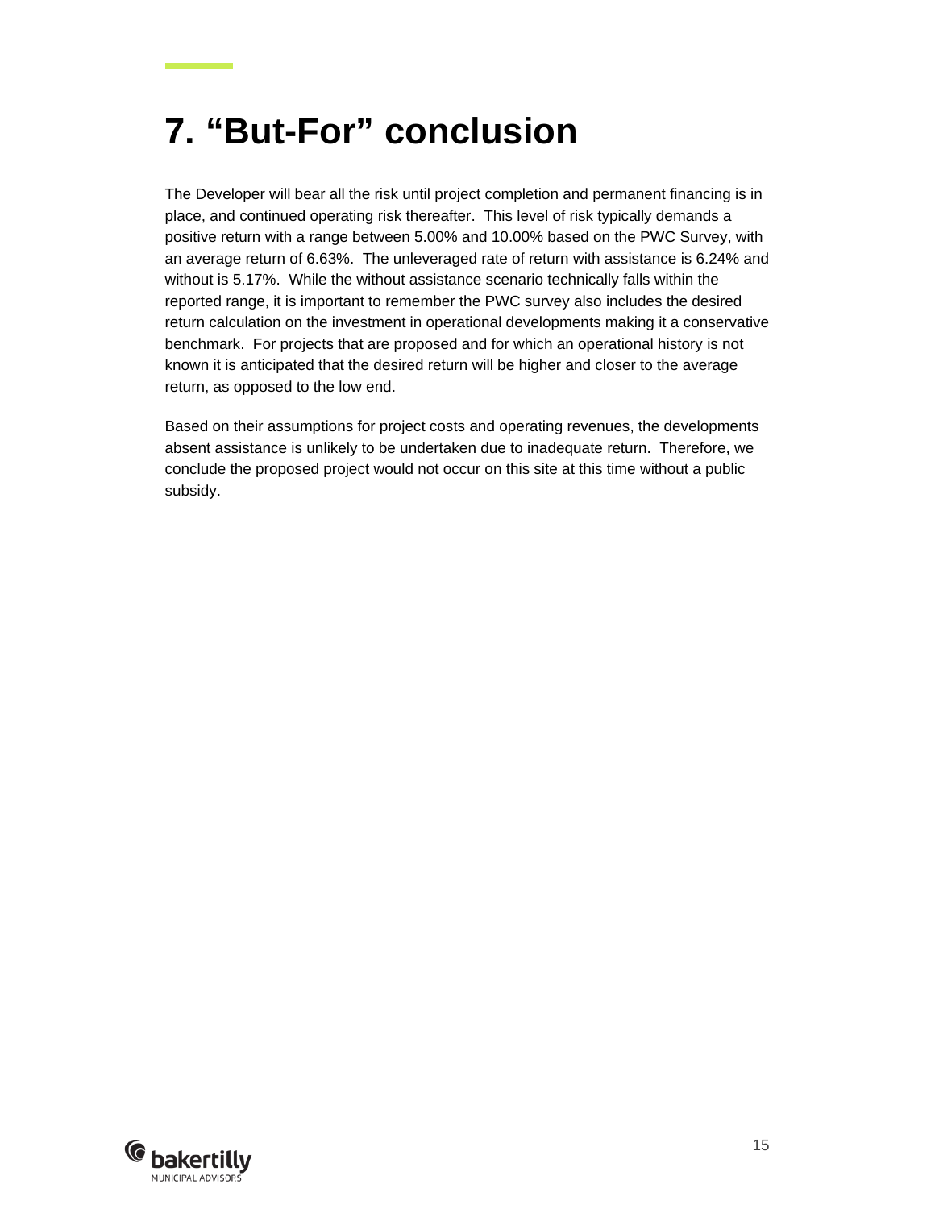# 7. "But-For" conclusion

The Developer will bear all the risk until project completion and permanent financing is in place, and continued operating risk thereafter. This level of risk typically demands a positive return with a range between 5.00% and 10.00% based on the PWC Survey, with an average return of 6.63%. The unleveraged rate of return with assistance is 6.24% and without is 5.17%. While the without assistance scenario technically falls within the reported range, it is important to remember the PWC survey also includes the desired return calculation on the investment in operational developments making it a conservative benchmark. For projects that are proposed and for which an operational history is not known it is anticipated that the desired return will be higher and closer to the average return, as opposed to the low end.

Based on their assumptions for project costs and operating revenues, the developments absent assistance is unlikely to be undertaken due to inadequate return. Therefore, we conclude the proposed project would not occur on this site at this time without a public subsidy.